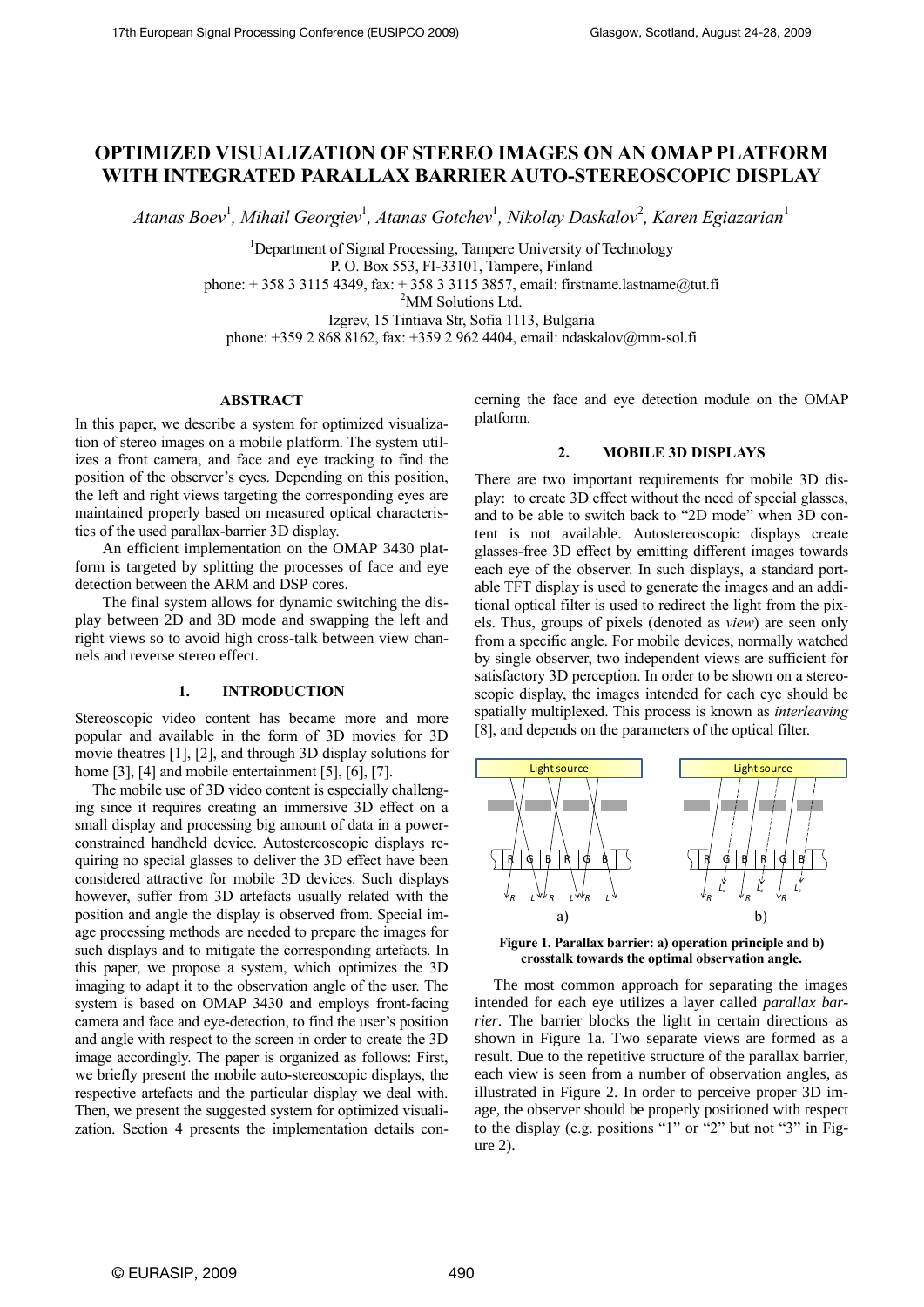# OPTIMIZED VISUALIZATION OF STEREO IMAGES ON AN OMAP PLATFORM WITH INTEGRATED PARALLAX BARRIER AUTO-STEREOSCOPIC DISPLAY

*Atanas Boev*[1]*, Mihail Georgiev*[1]*, Atanas Gotchev*[1]*, Nikolay Daskalov*[2]*, Karen Egiazarian*[1]

[1]Department of Signal Processing, Tampere University of Technology
P. O. Box 553, FI-33101, Tampere, Finland
phone: + 358 3 3115 4349, fax: + 358 3 3115 3857, email: firstname.lastname@tut.fi
[2]MM Solutions Ltd.
Izgrev, 15 Tintiava Str, Sofia 1113, Bulgaria
phone: +359 2 868 8162, fax: +359 2 962 4404, email: ndaskalov@mm-sol.fi

## ABSTRACT

In this paper, we describe a system for optimized visualization of stereo images on a mobile platform. The system utilizes a front camera, and face and eye tracking to find the position of the observer's eyes. Depending on this position, the left and right views targeting the corresponding eyes are maintained properly based on measured optical characteristics of the used parallax-barrier 3D display.

An efficient implementation on the OMAP 3430 platform is targeted by splitting the processes of face and eye detection between the ARM and DSP cores.

The final system allows for dynamic switching the display between 2D and 3D mode and swapping the left and right views so to avoid high cross-talk between view channels and reverse stereo effect.

## 1. INTRODUCTION

Stereoscopic video content has became more and more popular and available in the form of 3D movies for 3D movie theatres [1], [2], and through 3D display solutions for home [3], [4] and mobile entertainment [5], [6], [7].

The mobile use of 3D video content is especially challenging since it requires creating an immersive 3D effect on a small display and processing big amount of data in a power-constrained handheld device. Autostereoscopic displays requiring no special glasses to deliver the 3D effect have been considered attractive for mobile 3D devices. Such displays however, suffer from 3D artefacts usually related with the position and angle the display is observed from. Special image processing methods are needed to prepare the images for such displays and to mitigate the corresponding artefacts. In this paper, we propose a system, which optimizes the 3D imaging to adapt it to the observation angle of the user. The system is based on OMAP 3430 and employs front-facing camera and face and eye-detection, to find the user's position and angle with respect to the screen in order to create the 3D image accordingly. The paper is organized as follows: First, we briefly present the mobile auto-stereoscopic displays, the respective artefacts and the particular display we deal with. Then, we present the suggested system for optimized visualization. Section 4 presents the implementation details concerning the face and eye detection module on the OMAP platform.

## 2. MOBILE 3D DISPLAYS

There are two important requirements for mobile 3D display: to create 3D effect without the need of special glasses, and to be able to switch back to "2D mode" when 3D content is not available. Autostereoscopic displays create glasses-free 3D effect by emitting different images towards each eye of the observer. In such displays, a standard portable TFT display is used to generate the images and an additional optical filter is used to redirect the light from the pixels. Thus, groups of pixels (denoted as *view*) are seen only from a specific angle. For mobile devices, normally watched by single observer, two independent views are sufficient for satisfactory 3D perception. In order to be shown on a stereoscopic display, the images intended for each eye should be spatially multiplexed. This process is known as *interleaving* [8], and depends on the parameters of the optical filter.

**Figure 1. Parallax barrier: a) operation principle and b) crosstalk towards the optimal observation angle.**

The most common approach for separating the images intended for each eye utilizes a layer called *parallax barrier*. The barrier blocks the light in certain directions as shown in Figure 1a. Two separate views are formed as a result. Due to the repetitive structure of the parallax barrier, each view is seen from a number of observation angles, as illustrated in Figure 2. In order to perceive proper 3D image, the observer should be properly positioned with respect to the display (e.g. positions "1" or "2" but not "3" in Figure 2).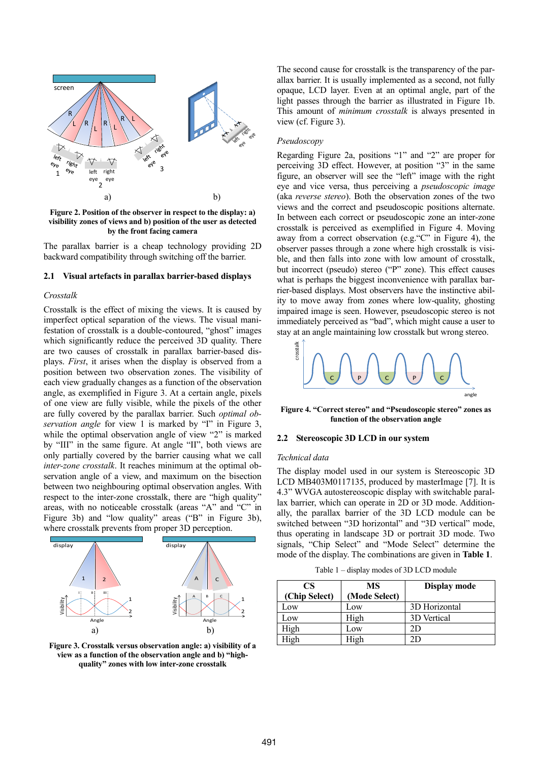**Figure 2. Position of the observer in respect to the display: a) visibility zones of views and b) position of the user as detected by the front facing camera**

The parallax barrier is a cheap technology providing 2D backward compatibility through switching off the barrier.

## 2.1 Visual artefacts in parallax barrier-based displays

*Crosstalk*

Crosstalk is the effect of mixing the views. It is caused by imperfect optical separation of the views. The visual manifestation of crosstalk is a double-contoured, "ghost" images which significantly reduce the perceived 3D quality. There are two causes of crosstalk in parallax barrier-based displays. *First*, it arises when the display is observed from a position between two observation zones. The visibility of each view gradually changes as a function of the observation angle, as exemplified in Figure 3. At a certain angle, pixels of one view are fully visible, while the pixels of the other are fully covered by the parallax barrier. Such *optimal observation angle* for view 1 is marked by "I" in Figure 3, while the optimal observation angle of view "2" is marked by "III" in the same figure. At angle "II", both views are only partially covered by the barrier causing what we call *inter-zone crosstalk*. It reaches minimum at the optimal observation angle of a view, and maximum on the bisection between two neighbouring optimal observation angles. With respect to the inter-zone crosstalk, there are "high quality" areas, with no noticeable crosstalk (areas "A" and "C" in Figure 3b) and "low quality" areas ("B" in Figure 3b), where crosstalk prevents from proper 3D perception.

**Figure 3. Crosstalk versus observation angle: a) visibility of a view as a function of the observation angle and b) "high-quality" zones with low inter-zone crosstalk**

The second cause for crosstalk is the transparency of the parallax barrier. It is usually implemented as a second, not fully opaque, LCD layer. Even at an optimal angle, part of the light passes through the barrier as illustrated in Figure 1b. This amount of *minimum crosstalk* is always presented in view (cf. Figure 3).

*Pseudoscopy*

Regarding Figure 2a, positions "1" and "2" are proper for perceiving 3D effect. However, at position "3" in the same figure, an observer will see the "left" image with the right eye and vice versa, thus perceiving a *pseudoscopic image* (aka *reverse stereo*). Both the observation zones of the two views and the correct and pseudoscopic positions alternate. In between each correct or pseudoscopic zone an inter-zone crosstalk is perceived as exemplified in Figure 4. Moving away from a correct observation (e.g."C" in Figure 4), the observer passes through a zone where high crosstalk is visible, and then falls into zone with low amount of crosstalk, but incorrect (pseudo) stereo ("P" zone). This effect causes what is perhaps the biggest inconvenience with parallax barrier-based displays. Most observers have the instinctive ability to move away from zones where low-quality, ghosting impaired image is seen. However, pseudoscopic stereo is not immediately perceived as "bad", which might cause a user to stay at an angle maintaining low crosstalk but wrong stereo.

**Figure 4. "Correct stereo" and "Pseudoscopic stereo" zones as function of the observation angle**

## 2.2 Stereoscopic 3D LCD in our system

*Technical data*

The display model used in our system is Stereoscopic 3D LCD MB403M0117135, produced by masterImage [7]. It is 4.3" WVGA autostereoscopic display with switchable parallax barrier, which can operate in 2D or 3D mode. Additionally, the parallax barrier of the 3D LCD module can be switched between "3D horizontal" and "3D vertical" mode, thus operating in landscape 3D or portrait 3D mode. Two signals, "Chip Select" and "Mode Select" determine the mode of the display. The combinations are given in **Table 1**.

Table 1 – display modes of 3D LCD module

| CS (Chip Select) | MS (Mode Select) | Display mode |
|---|---|---|
| Low | Low | 3D Horizontal |
| Low | High | 3D Vertical |
| High | Low | 2D |
| High | High | 2D |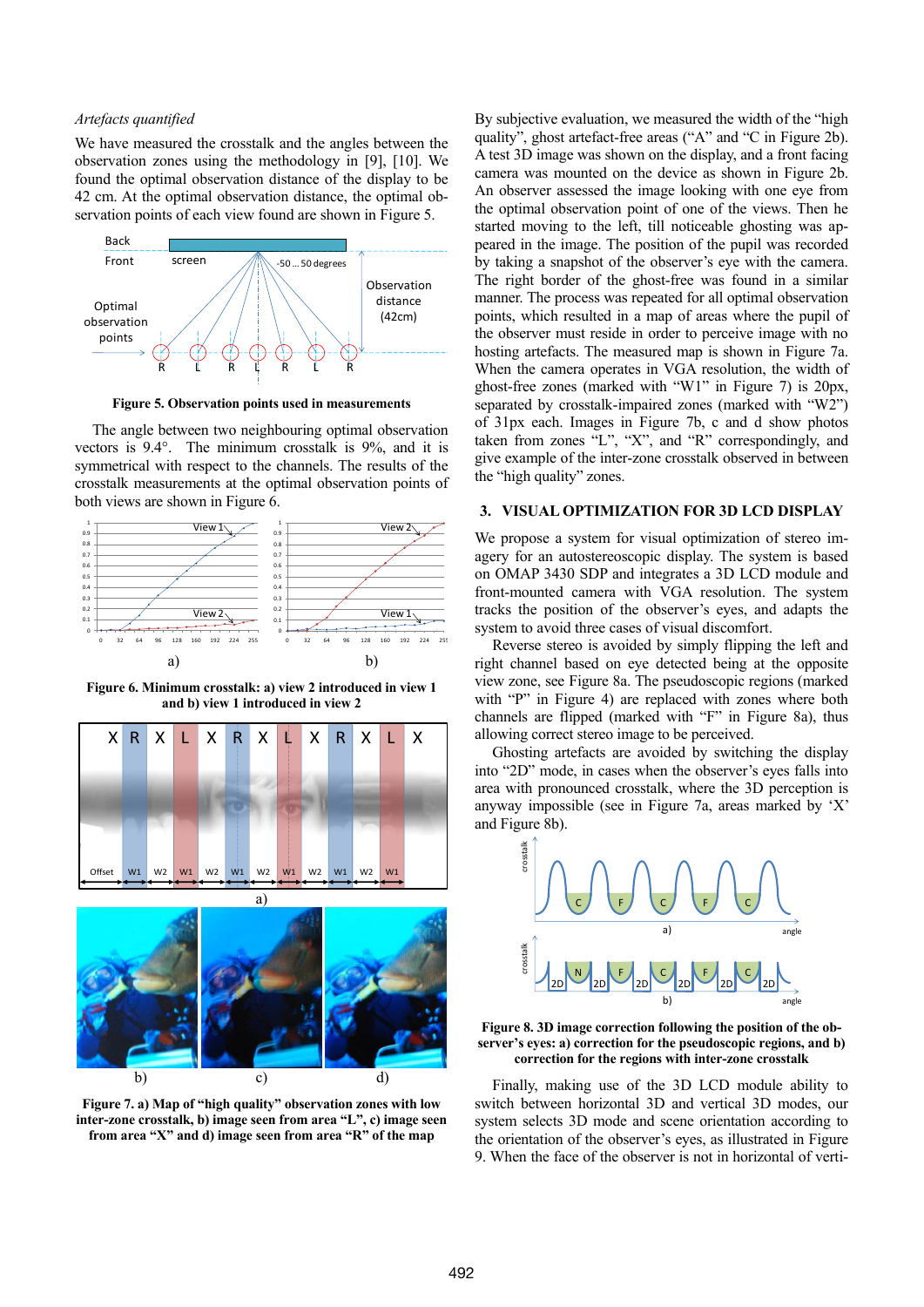*Artefacts quantified*

We have measured the crosstalk and the angles between the observation zones using the methodology in [9], [10]. We found the optimal observation distance of the display to be 42 cm. At the optimal observation distance, the optimal observation points of each view found are shown in Figure 5.

**Figure 5. Observation points used in measurements**

The angle between two neighbouring optimal observation vectors is 9.4°. The minimum crosstalk is 9%, and it is symmetrical with respect to the channels. The results of the crosstalk measurements at the optimal observation points of both views are shown in Figure 6.

**Figure 6. Minimum crosstalk: a) view 2 introduced in view 1 and b) view 1 introduced in view 2**

**Figure 7. a) Map of "high quality" observation zones with low inter-zone crosstalk, b) image seen from area "L", c) image seen from area "X" and d) image seen from area "R" of the map**

By subjective evaluation, we measured the width of the "high quality", ghost artefact-free areas ("A" and "C in Figure 2b). A test 3D image was shown on the display, and a front facing camera was mounted on the device as shown in Figure 2b. An observer assessed the image looking with one eye from the optimal observation point of one of the views. Then he started moving to the left, till noticeable ghosting was appeared in the image. The position of the pupil was recorded by taking a snapshot of the observer's eye with the camera. The right border of the ghost-free was found in a similar manner. The process was repeated for all optimal observation points, which resulted in a map of areas where the pupil of the observer must reside in order to perceive image with no hosting artefacts. The measured map is shown in Figure 7a. When the camera operates in VGA resolution, the width of ghost-free zones (marked with "W1" in Figure 7) is 20px, separated by crosstalk-impaired zones (marked with "W2") of 31px each. Images in Figure 7b, c and d show photos taken from zones "L", "X", and "R" correspondingly, and give example of the inter-zone crosstalk observed in between the "high quality" zones.

## 3. VISUAL OPTIMIZATION FOR 3D LCD DISPLAY

We propose a system for visual optimization of stereo imagery for an autostereoscopic display. The system is based on OMAP 3430 SDP and integrates a 3D LCD module and front-mounted camera with VGA resolution. The system tracks the position of the observer's eyes, and adapts the system to avoid three cases of visual discomfort.

Reverse stereo is avoided by simply flipping the left and right channel based on eye detected being at the opposite view zone, see Figure 8a. The pseudoscopic regions (marked with "P" in Figure 4) are replaced with zones where both channels are flipped (marked with "F" in Figure 8a), thus allowing correct stereo image to be perceived.

Ghosting artefacts are avoided by switching the display into "2D" mode, in cases when the observer's eyes falls into area with pronounced crosstalk, where the 3D perception is anyway impossible (see in Figure 7a, areas marked by 'X' and Figure 8b).

**Figure 8. 3D image correction following the position of the observer's eyes: a) correction for the pseudoscopic regions, and b) correction for the regions with inter-zone crosstalk**

Finally, making use of the 3D LCD module ability to switch between horizontal 3D and vertical 3D modes, our system selects 3D mode and scene orientation according to the orientation of the observer's eyes, as illustrated in Figure 9. When the face of the observer is not in horizontal of verti-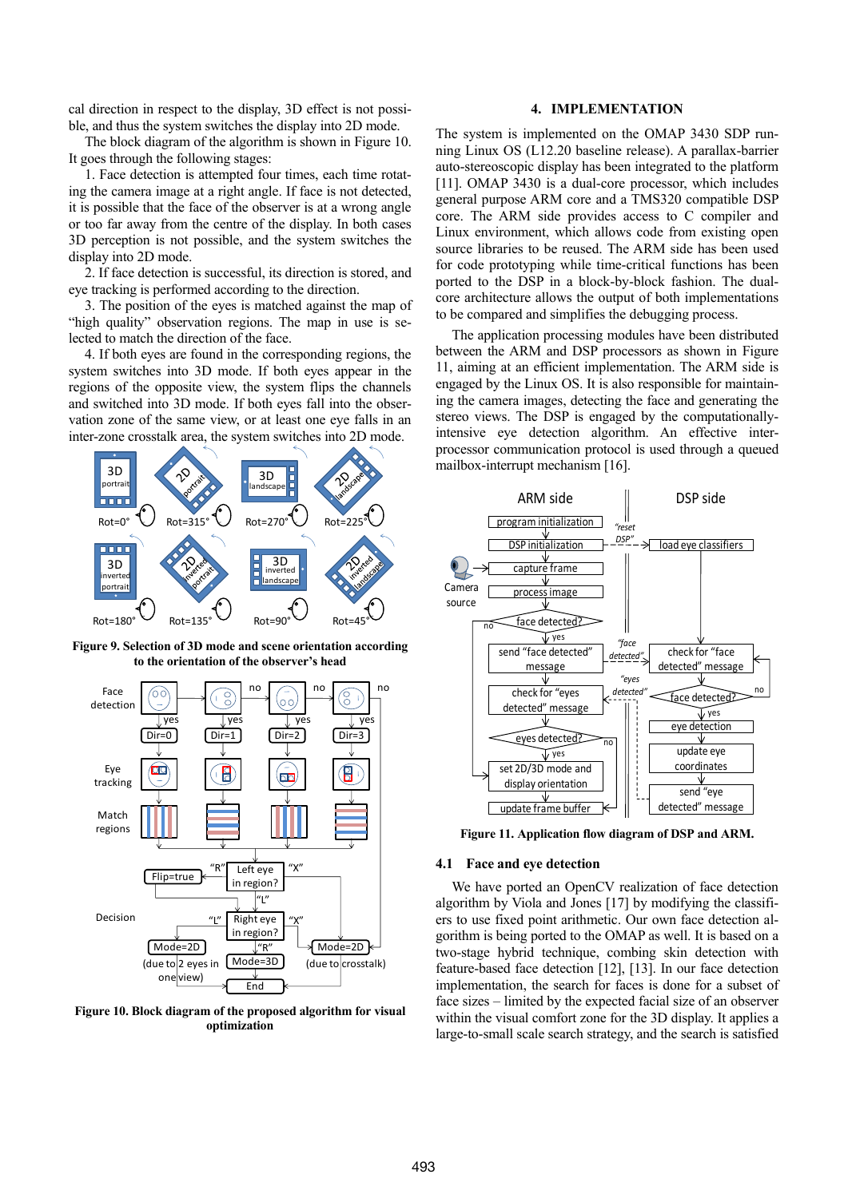cal direction in respect to the display, 3D effect is not possible, and thus the system switches the display into 2D mode.

The block diagram of the algorithm is shown in Figure 10. It goes through the following stages:

1. Face detection is attempted four times, each time rotating the camera image at a right angle. If face is not detected, it is possible that the face of the observer is at a wrong angle or too far away from the centre of the display. In both cases 3D perception is not possible, and the system switches the display into 2D mode.

2. If face detection is successful, its direction is stored, and eye tracking is performed according to the direction.

3. The position of the eyes is matched against the map of "high quality" observation regions. The map in use is selected to match the direction of the face.

4. If both eyes are found in the corresponding regions, the system switches into 3D mode. If both eyes appear in the regions of the opposite view, the system flips the channels and switched into 3D mode. If both eyes fall into the observation zone of the same view, or at least one eye falls in an inter-zone crosstalk area, the system switches into 2D mode.

**Figure 9. Selection of 3D mode and scene orientation according to the orientation of the observer's head**

**Figure 10. Block diagram of the proposed algorithm for visual optimization**

## 4. IMPLEMENTATION

The system is implemented on the OMAP 3430 SDP running Linux OS (L12.20 baseline release). A parallax-barrier auto-stereoscopic display has been integrated to the platform [11]. OMAP 3430 is a dual-core processor, which includes general purpose ARM core and a TMS320 compatible DSP core. The ARM side provides access to C compiler and Linux environment, which allows code from existing open source libraries to be reused. The ARM side has been used for code prototyping while time-critical functions has been ported to the DSP in a block-by-block fashion. The dual-core architecture allows the output of both implementations to be compared and simplifies the debugging process.

The application processing modules have been distributed between the ARM and DSP processors as shown in Figure 11, aiming at an efficient implementation. The ARM side is engaged by the Linux OS. It is also responsible for maintaining the camera images, detecting the face and generating the stereo views. The DSP is engaged by the computationally-intensive eye detection algorithm. An effective inter-processor communication protocol is used through a queued mailbox-interrupt mechanism [16].

**Figure 11. Application flow diagram of DSP and ARM.**

### 4.1 Face and eye detection

We have ported an OpenCV realization of face detection algorithm by Viola and Jones [17] by modifying the classifiers to use fixed point arithmetic. Our own face detection algorithm is being ported to the OMAP as well. It is based on a two-stage hybrid technique, combing skin detection with feature-based face detection [12], [13]. In our face detection implementation, the search for faces is done for a subset of face sizes – limited by the expected facial size of an observer within the visual comfort zone for the 3D display. It applies a large-to-small scale search strategy, and the search is satisfied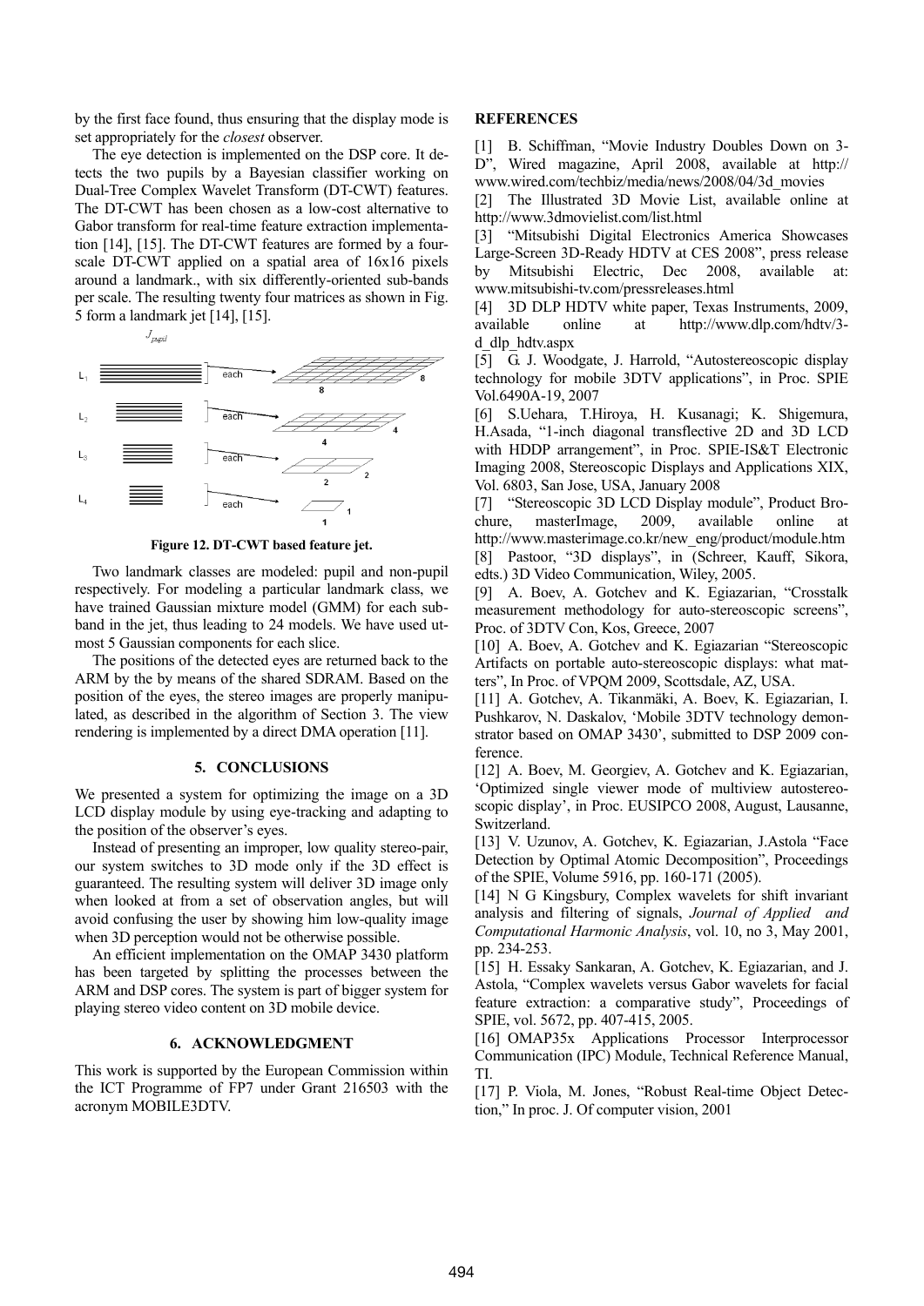by the first face found, thus ensuring that the display mode is set appropriately for the *closest* observer.

The eye detection is implemented on the DSP core. It detects the two pupils by a Bayesian classifier working on Dual-Tree Complex Wavelet Transform (DT-CWT) features. The DT-CWT has been chosen as a low-cost alternative to Gabor transform for real-time feature extraction implementation [14], [15]. The DT-CWT features are formed by a four-scale DT-CWT applied on a spatial area of 16x16 pixels around a landmark., with six differently-oriented sub-bands per scale. The resulting twenty four matrices as shown in Fig. 5 form a landmark jet [14], [15].

$J_{pupil}$

$L_1$ each 8 8

$L_2$ each 4 4

$L_3$ each 2 2

$L_4$ each 1 1

**Figure 12. DT-CWT based feature jet.**

Two landmark classes are modeled: pupil and non-pupil respectively. For modeling a particular landmark class, we have trained Gaussian mixture model (GMM) for each sub-band in the jet, thus leading to 24 models. We have used utmost 5 Gaussian components for each slice.

The positions of the detected eyes are returned back to the ARM by the by means of the shared SDRAM. Based on the position of the eyes, the stereo images are properly manipulated, as described in the algorithm of Section 3. The view rendering is implemented by a direct DMA operation [11].

## 5. CONCLUSIONS

We presented a system for optimizing the image on a 3D LCD display module by using eye-tracking and adapting to the position of the observer's eyes.

Instead of presenting an improper, low quality stereo-pair, our system switches to 3D mode only if the 3D effect is guaranteed. The resulting system will deliver 3D image only when looked at from a set of observation angles, but will avoid confusing the user by showing him low-quality image when 3D perception would not be otherwise possible.

An efficient implementation on the OMAP 3430 platform has been targeted by splitting the processes between the ARM and DSP cores. The system is part of bigger system for playing stereo video content on 3D mobile device.

## 6. ACKNOWLEDGMENT

This work is supported by the European Commission within the ICT Programme of FP7 under Grant 216503 with the acronym MOBILE3DTV.

## REFERENCES

[1] B. Schiffman, "Movie Industry Doubles Down on 3-D", Wired magazine, April 2008, available at http:// www.wired.com/techbiz/media/news/2008/04/3d_movies

[2] The Illustrated 3D Movie List, available online at http://www.3dmovielist.com/list.html

[3] "Mitsubishi Digital Electronics America Showcases Large-Screen 3D-Ready HDTV at CES 2008", press release by Mitsubishi Electric, Dec 2008, available at: www.mitsubishi-tv.com/pressreleases.html

[4] 3D DLP HDTV white paper, Texas Instruments, 2009, available online at http://www.dlp.com/hdtv/3-d_dlp_hdtv.aspx

[5] G. J. Woodgate, J. Harrold, "Autostereoscopic display technology for mobile 3DTV applications", in Proc. SPIE Vol.6490A-19, 2007

[6] S.Uehara, T.Hiroya, H. Kusanagi; K. Shigemura, H.Asada, "1-inch diagonal transflective 2D and 3D LCD with HDDP arrangement", in Proc. SPIE-IS&T Electronic Imaging 2008, Stereoscopic Displays and Applications XIX, Vol. 6803, San Jose, USA, January 2008

[7] "Stereoscopic 3D LCD Display module", Product Brochure, masterImage, 2009, available online at http://www.masterimage.co.kr/new_eng/product/module.htm

[8] Pastoor, "3D displays", in (Schreer, Kauff, Sikora, edts.) 3D Video Communication, Wiley, 2005.

[9] A. Boev, A. Gotchev and K. Egiazarian, "Crosstalk measurement methodology for auto-stereoscopic screens", Proc. of 3DTV Con, Kos, Greece, 2007

[10] A. Boev, A. Gotchev and K. Egiazarian "Stereoscopic Artifacts on portable auto-stereoscopic displays: what matters", In Proc. of VPQM 2009, Scottsdale, AZ, USA.

[11] A. Gotchev, A. Tikanmäki, A. Boev, K. Egiazarian, I. Pushkarov, N. Daskalov, 'Mobile 3DTV technology demonstrator based on OMAP 3430', submitted to DSP 2009 conference.

[12] A. Boev, M. Georgiev, A. Gotchev and K. Egiazarian, 'Optimized single viewer mode of multiview autostereoscopic display', in Proc. EUSIPCO 2008, August, Lausanne, Switzerland.

[13] V. Uzunov, A. Gotchev, K. Egiazarian, J.Astola "Face Detection by Optimal Atomic Decomposition", Proceedings of the SPIE, Volume 5916, pp. 160-171 (2005).

[14] N G Kingsbury, Complex wavelets for shift invariant analysis and filtering of signals, *Journal of Applied and Computational Harmonic Analysis*, vol. 10, no 3, May 2001, pp. 234-253.

[15] H. Essaky Sankaran, A. Gotchev, K. Egiazarian, and J. Astola, "Complex wavelets versus Gabor wavelets for facial feature extraction: a comparative study", Proceedings of SPIE, vol. 5672, pp. 407-415, 2005.

[16] OMAP35x Applications Processor Interprocessor Communication (IPC) Module, Technical Reference Manual, TI.

[17] P. Viola, M. Jones, "Robust Real-time Object Detection," In proc. J. Of computer vision, 2001